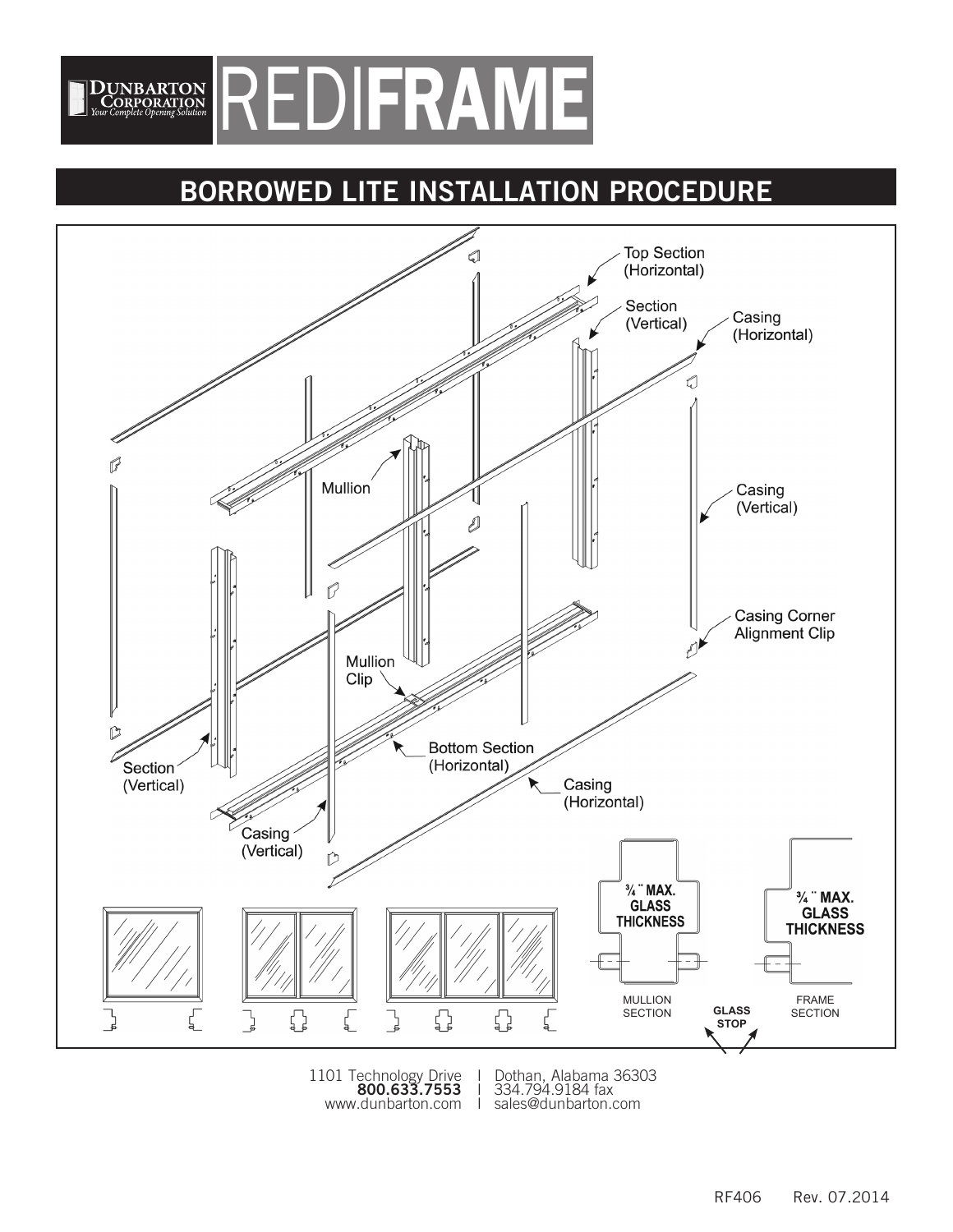DUNBARTON CORPORATION
*Your Complete Opening Solution*

# REDIFRAME

## BORROWED LITE INSTALLATION PROCEDURE

Top Section (Horizontal)

Section (Vertical)

Casing (Horizontal)

Mullion

Casing (Vertical)

Casing Corner Alignment Clip

Mullion Clip

Section (Vertical)

Bottom Section (Horizontal)

Casing (Horizontal)

Casing (Vertical)

¾" MAX. GLASS THICKNESS

¾" MAX. GLASS THICKNESS

MULLION SECTION

GLASS STOP

FRAME SECTION

1101 Technology Drive | Dothan, Alabama 36303
**800.633.7553** | 334.794.9184 fax
www.dunbarton.com | sales@dunbarton.com

RF406 Rev. 07.2014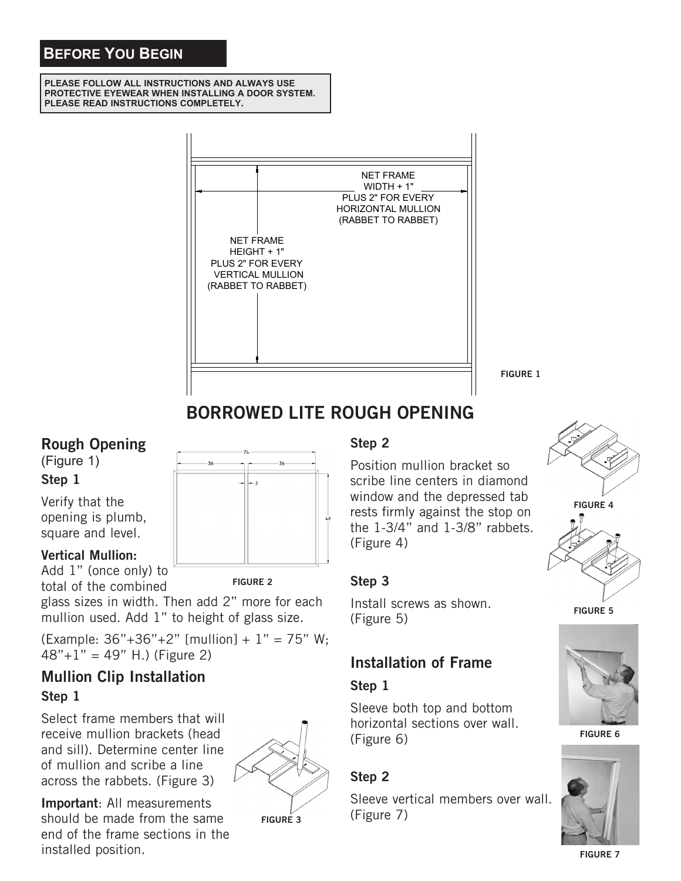## Before You Begin

**PLEASE FOLLOW ALL INSTRUCTIONS AND ALWAYS USE PROTECTIVE EYEWEAR WHEN INSTALLING A DOOR SYSTEM. PLEASE READ INSTRUCTIONS COMPLETELY.**

NET FRAME WIDTH + 1" PLUS 2" FOR EVERY HORIZONTAL MULLION (RABBET TO RABBET)

NET FRAME HEIGHT + 1" PLUS 2" FOR EVERY VERTICAL MULLION (RABBET TO RABBET)

FIGURE 1

# BORROWED LITE ROUGH OPENING

## Rough Opening

(Figure 1)

### Step 1

Verify that the opening is plumb, square and level.

**Vertical Mullion:**

Add 1" (once only) to total of the combined glass sizes in width. Then add 2" more for each mullion used. Add 1" to height of glass size.

(Example: 36"+36"+2" [mullion] + 1" = 75" W; 48"+1" = 49" H.) (Figure 2)

FIGURE 2

## Mullion Clip Installation

### Step 1

Select frame members that will receive mullion brackets (head and sill). Determine center line of mullion and scribe a line across the rabbets. (Figure 3)

**Important**: All measurements should be made from the same end of the frame sections in the installed position.

FIGURE 3

### Step 2

Position mullion bracket so scribe line centers in diamond window and the depressed tab rests firmly against the stop on the 1-3/4" and 1-3/8" rabbets. (Figure 4)

FIGURE 4

### Step 3

Install screws as shown. (Figure 5)

FIGURE 5

## Installation of Frame

### Step 1

Sleeve both top and bottom horizontal sections over wall. (Figure 6)

FIGURE 6

### Step 2

Sleeve vertical members over wall. (Figure 7)

FIGURE 7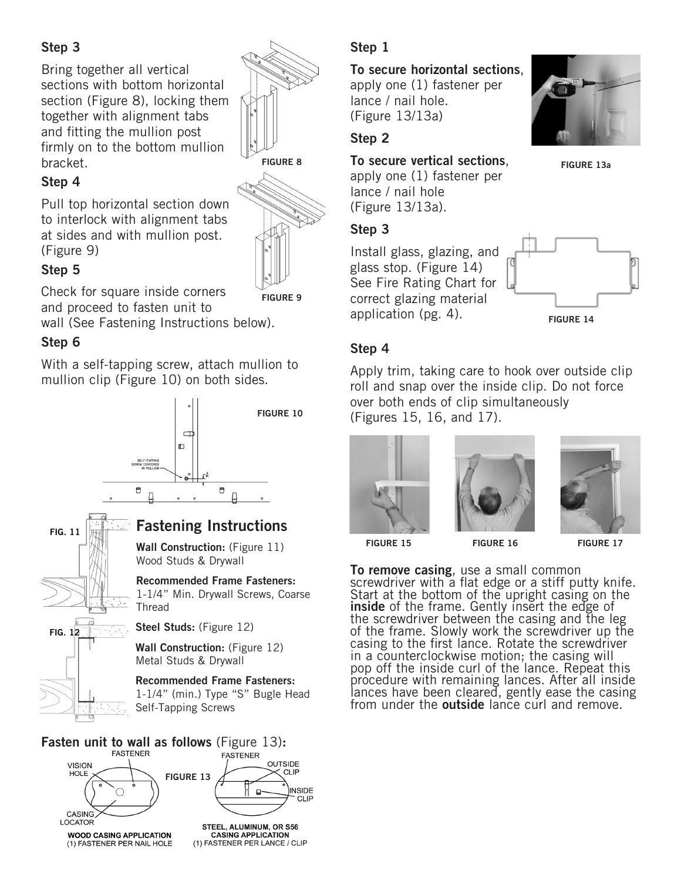### Step 3

Bring together all vertical sections with bottom horizontal section (Figure 8), locking them together with alignment tabs and fitting the mullion post firmly on to the bottom mullion bracket.

FIGURE 8

### Step 4

Pull top horizontal section down to interlock with alignment tabs at sides and with mullion post. (Figure 9)

FIGURE 9

### Step 5

Check for square inside corners and proceed to fasten unit to wall (See Fastening Instructions below).

### Step 6

With a self-tapping screw, attach mullion to mullion clip (Figure 10) on both sides.

SELF-TAPPING SCREW CENTERED IN MULLION

FIGURE 10

FIG. 11

## Fastening Instructions

**Wall Construction:** (Figure 11)
Wood Studs & Drywall

**Recommended Frame Fasteners:**
1-1/4" Min. Drywall Screws, Coarse Thread

FIG. 12

**Steel Studs:** (Figure 12)

**Wall Construction:** (Figure 12)
Metal Studs & Drywall

**Recommended Frame Fasteners:**
1-1/4" (min.) Type "S" Bugle Head Self-Tapping Screws

**Fasten unit to wall as follows** (Figure 13)**:**

FASTENER, VISION HOLE, CASING LOCATOR

**WOOD CASING APPLICATION**
(1) FASTENER PER NAIL HOLE

FIGURE 13

FASTENER, OUTSIDE CLIP, INSIDE CLIP

**STEEL, ALUMINUM, OR S56 CASING APPLICATION**
(1) FASTENER PER LANCE / CLIP

### Step 1

**To secure horizontal sections**, apply one (1) fastener per lance / nail hole. (Figure 13/13a)

### Step 2

**To secure vertical sections**, apply one (1) fastener per lance / nail hole (Figure 13/13a).

FIGURE 13a

### Step 3

Install glass, glazing, and glass stop. (Figure 14) See Fire Rating Chart for correct glazing material application (pg. 4).

FIGURE 14

### Step 4

Apply trim, taking care to hook over outside clip roll and snap over the inside clip. Do not force over both ends of clip simultaneously (Figures 15, 16, and 17).

FIGURE 15 FIGURE 16 FIGURE 17

**To remove casing**, use a small common screwdriver with a flat edge or a stiff putty knife. Start at the bottom of the upright casing on the **inside** of the frame. Gently insert the edge of the screwdriver between the casing and the leg of the frame. Slowly work the screwdriver up the casing to the first lance. Rotate the screwdriver in a counterclockwise motion; the casing will pop off the inside curl of the lance. Repeat this procedure with remaining lances. After all inside lances have been cleared, gently ease the casing from under the **outside** lance curl and remove.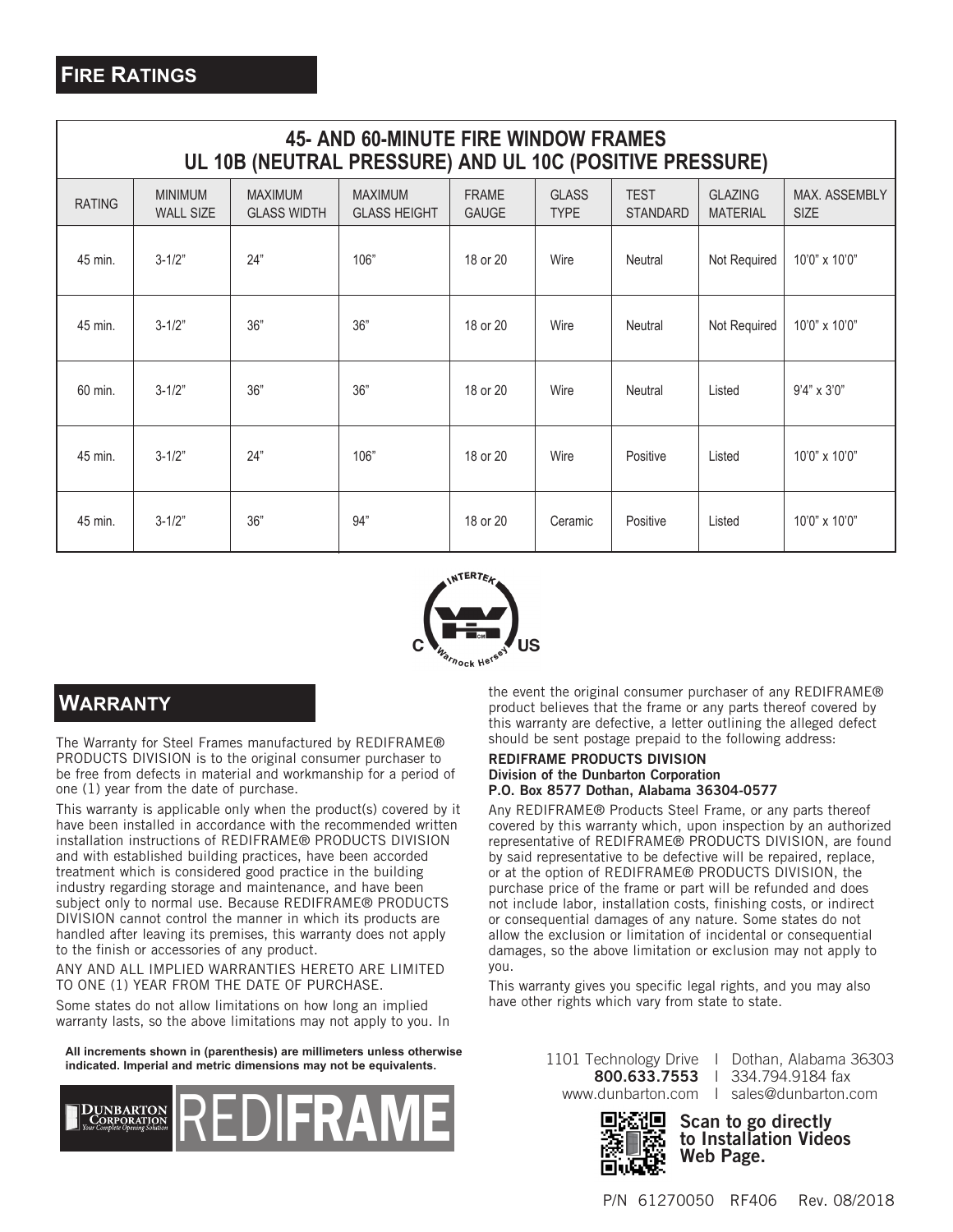## Fire Ratings

**45- AND 60-MINUTE FIRE WINDOW FRAMES**
**UL 10B (NEUTRAL PRESSURE) AND UL 10C (POSITIVE PRESSURE)**

| RATING | MINIMUM WALL SIZE | MAXIMUM GLASS WIDTH | MAXIMUM GLASS HEIGHT | FRAME GAUGE | GLASS TYPE | TEST STANDARD | GLAZING MATERIAL | MAX. ASSEMBLY SIZE |
|---|---|---|---|---|---|---|---|---|
| 45 min. | 3-1/2” | 24” | 106” | 18 or 20 | Wire | Neutral | Not Required | 10'0” x 10'0” |
| 45 min. | 3-1/2” | 36” | 36” | 18 or 20 | Wire | Neutral | Not Required | 10'0” x 10'0” |
| 60 min. | 3-1/2” | 36” | 36” | 18 or 20 | Wire | Neutral | Listed | 9'4” x 3'0” |
| 45 min. | 3-1/2” | 24” | 106” | 18 or 20 | Wire | Positive | Listed | 10'0” x 10'0” |
| 45 min. | 3-1/2” | 36” | 94” | 18 or 20 | Ceramic | Positive | Listed | 10'0” x 10'0” |

C INTERTEK Warnock Hersey US

## Warranty

The Warranty for Steel Frames manufactured by REDIFRAME® PRODUCTS DIVISION is to the original consumer purchaser to be free from defects in material and workmanship for a period of one (1) year from the date of purchase.

This warranty is applicable only when the product(s) covered by it have been installed in accordance with the recommended written installation instructions of REDIFRAME® PRODUCTS DIVISION and with established building practices, have been accorded treatment which is considered good practice in the building industry regarding storage and maintenance, and have been subject only to normal use. Because REDIFRAME® PRODUCTS DIVISION cannot control the manner in which its products are handled after leaving its premises, this warranty does not apply to the finish or accessories of any product.

ANY AND ALL IMPLIED WARRANTIES HERETO ARE LIMITED TO ONE (1) YEAR FROM THE DATE OF PURCHASE.

Some states do not allow limitations on how long an implied warranty lasts, so the above limitations may not apply to you. In the event the original consumer purchaser of any REDIFRAME® product believes that the frame or any parts thereof covered by this warranty are defective, a letter outlining the alleged defect should be sent postage prepaid to the following address:

**REDIFRAME PRODUCTS DIVISION**
**Division of the Dunbarton Corporation**
**P.O. Box 8577 Dothan, Alabama 36304-0577**

Any REDIFRAME® Products Steel Frame, or any parts thereof covered by this warranty which, upon inspection by an authorized representative of REDIFRAME® PRODUCTS DIVISION, are found by said representative to be defective will be repaired, replace, or at the option of REDIFRAME® PRODUCTS DIVISION, the purchase price of the frame or part will be refunded and does not include labor, installation costs, finishing costs, or indirect or consequential damages of any nature. Some states do not allow the exclusion or limitation of incidental or consequential damages, so the above limitation or exclusion may not apply to you.

This warranty gives you specific legal rights, and you may also have other rights which vary from state to state.

**All increments shown in (parenthesis) are millimeters unless otherwise indicated. Imperial and metric dimensions may not be equivalents.**

DUNBARTON CORPORATION *Your Complete Opening Solution* REDI**FRAME**

1101 Technology Drive | Dothan, Alabama 36303
**800.633.7553** | 334.794.9184 fax
www.dunbarton.com | sales@dunbarton.com

**Scan to go directly to Installation Videos Web Page.**

P/N 61270050 RF406 Rev. 08/2018